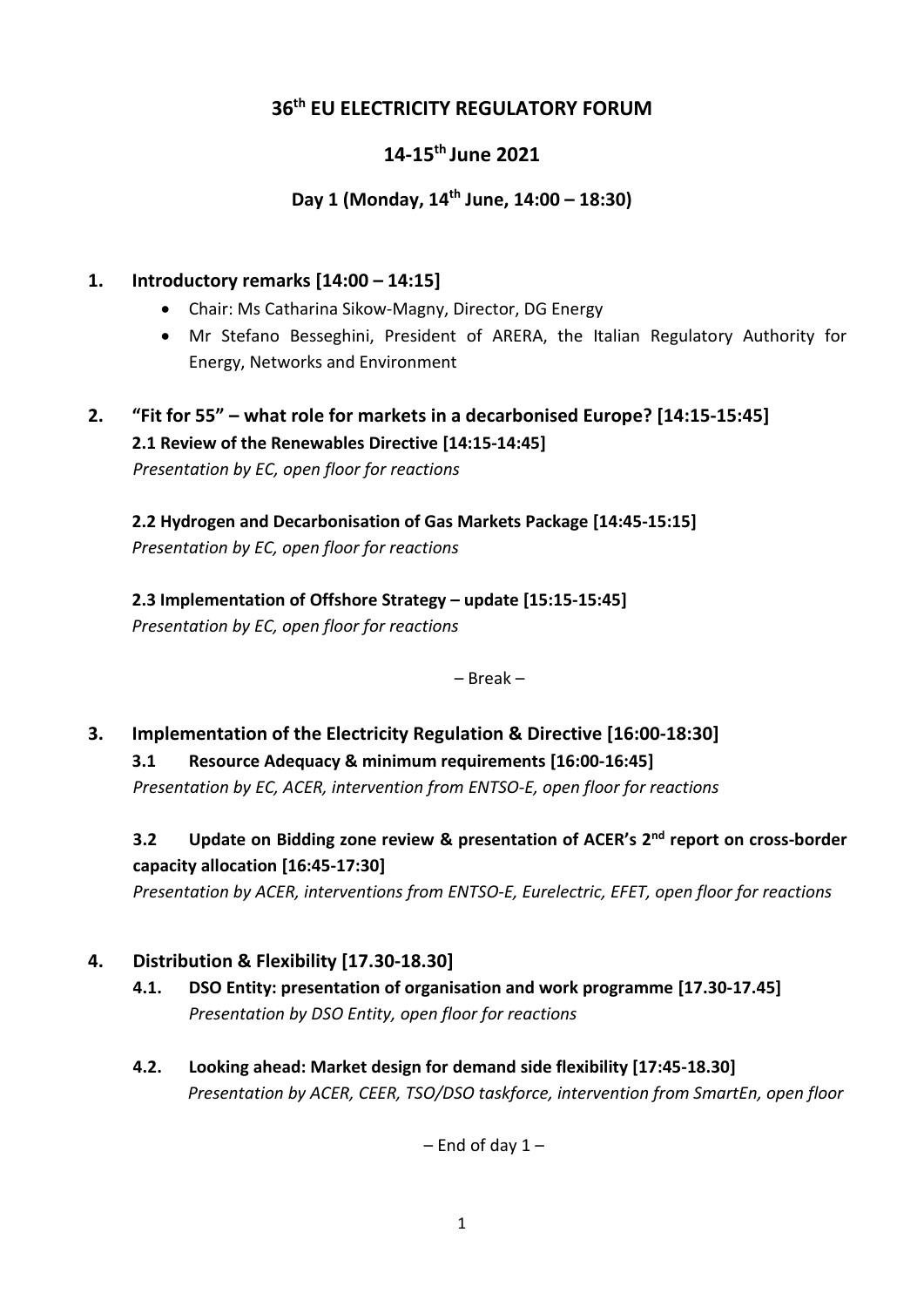# 36th EU ELECTRICITY REGULATORY FORUM

## 14-15th June 2021

### Day 1 (Monday, 14th June, 14:00 – 18:30)

1. **Introductory remarks [14:00 – 14:15]**
   - Chair: Ms Catharina Sikow-Magny, Director, DG Energy
   - Mr Stefano Besseghini, President of ARERA, the Italian Regulatory Authority for Energy, Networks and Environment

2. **"Fit for 55" – what role for markets in a decarbonised Europe? [14:15-15:45]**

   **2.1 Review of the Renewables Directive [14:15-14:45]**
   *Presentation by EC, open floor for reactions*

   **2.2 Hydrogen and Decarbonisation of Gas Markets Package [14:45-15:15]**
   *Presentation by EC, open floor for reactions*

   **2.3 Implementation of Offshore Strategy – update [15:15-15:45]**
   *Presentation by EC, open floor for reactions*

– Break –

3. **Implementation of the Electricity Regulation & Directive [16:00-18:30]**

   **3.1 Resource Adequacy & minimum requirements [16:00-16:45]**
   *Presentation by EC, ACER, intervention from ENTSO-E, open floor for reactions*

   **3.2 Update on Bidding zone review & presentation of ACER's 2nd report on cross-border capacity allocation [16:45-17:30]**
   *Presentation by ACER, interventions from ENTSO-E, Eurelectric, EFET, open floor for reactions*

4. **Distribution & Flexibility [17.30-18.30]**

   **4.1. DSO Entity: presentation of organisation and work programme [17.30-17.45]**
   *Presentation by DSO Entity, open floor for reactions*

   **4.2. Looking ahead: Market design for demand side flexibility [17:45-18.30]**
   *Presentation by ACER, CEER, TSO/DSO taskforce, intervention from SmartEn, open floor*

– End of day 1 –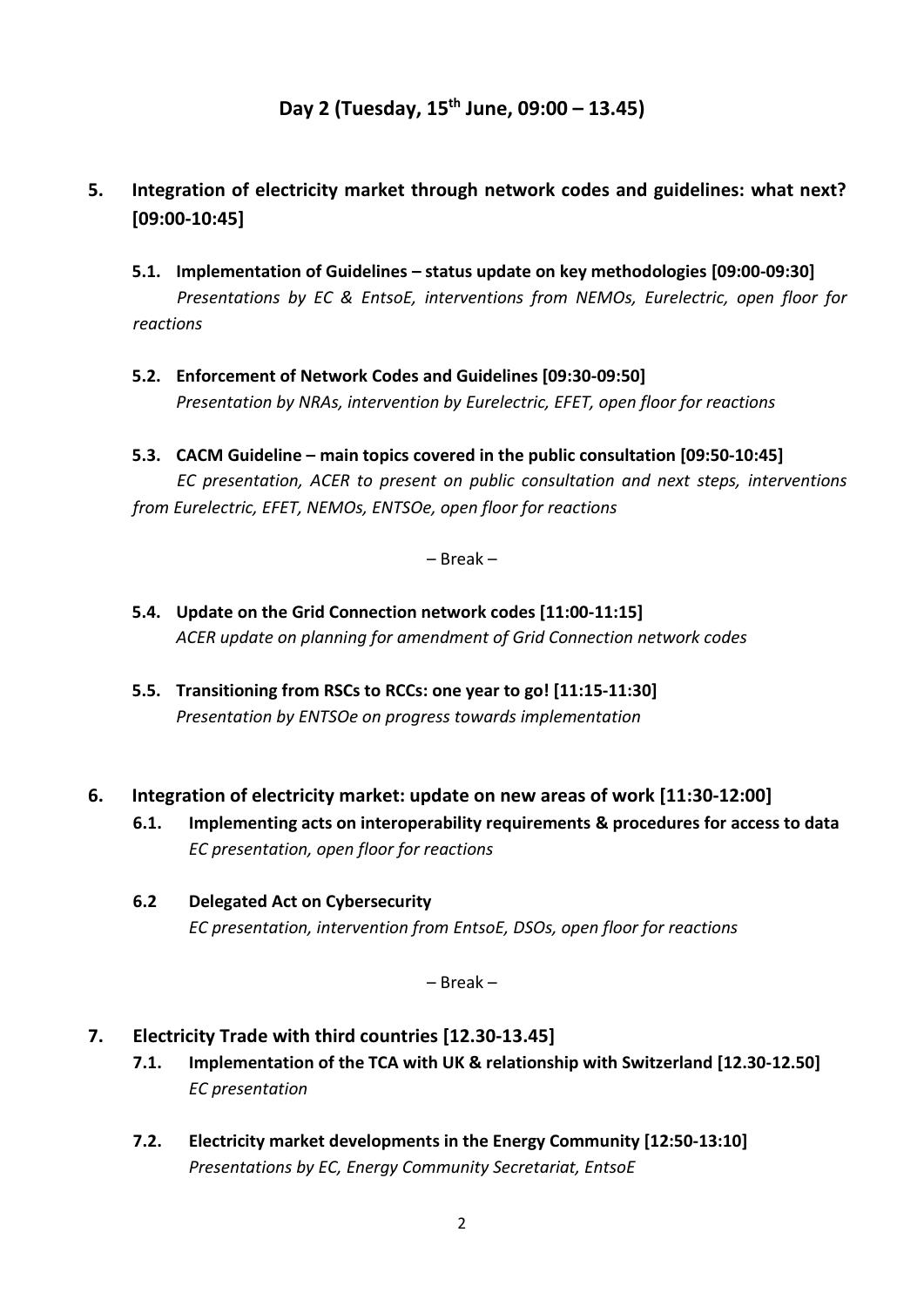## Day 2 (Tuesday, 15th June, 09:00 – 13.45)

### 5. Integration of electricity market through network codes and guidelines: what next? [09:00-10:45]

**5.1. Implementation of Guidelines – status update on key methodologies [09:00-09:30]**
*Presentations by EC & EntsoE, interventions from NEMOs, Eurelectric, open floor for reactions*

**5.2. Enforcement of Network Codes and Guidelines [09:30-09:50]**
*Presentation by NRAs, intervention by Eurelectric, EFET, open floor for reactions*

**5.3. CACM Guideline – main topics covered in the public consultation [09:50-10:45]**
*EC presentation, ACER to present on public consultation and next steps, interventions from Eurelectric, EFET, NEMOs, ENTSOe, open floor for reactions*

– Break –

**5.4. Update on the Grid Connection network codes [11:00-11:15]**
*ACER update on planning for amendment of Grid Connection network codes*

**5.5. Transitioning from RSCs to RCCs: one year to go! [11:15-11:30]**
*Presentation by ENTSOe on progress towards implementation*

### 6. Integration of electricity market: update on new areas of work [11:30-12:00]

**6.1. Implementing acts on interoperability requirements & procedures for access to data**
*EC presentation, open floor for reactions*

**6.2 Delegated Act on Cybersecurity**
*EC presentation, intervention from EntsoE, DSOs, open floor for reactions*

– Break –

### 7. Electricity Trade with third countries [12.30-13.45]

**7.1. Implementation of the TCA with UK & relationship with Switzerland [12.30-12.50]**
*EC presentation*

**7.2. Electricity market developments in the Energy Community [12:50-13:10]**
*Presentations by EC, Energy Community Secretariat, EntsoE*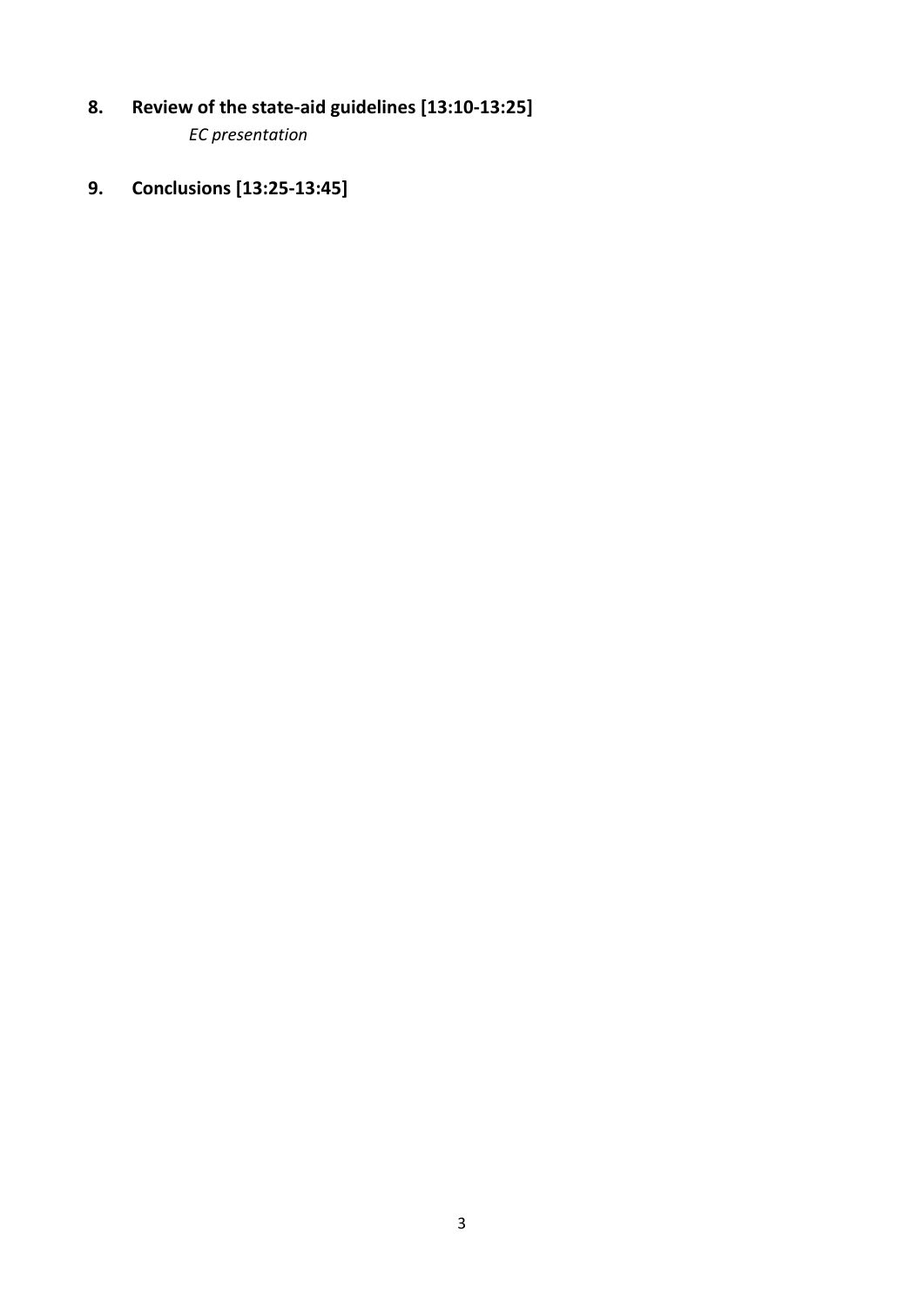**8. Review of the state-aid guidelines [13:10-13:25]**

*EC presentation*

**9. Conclusions [13:25-13:45]**